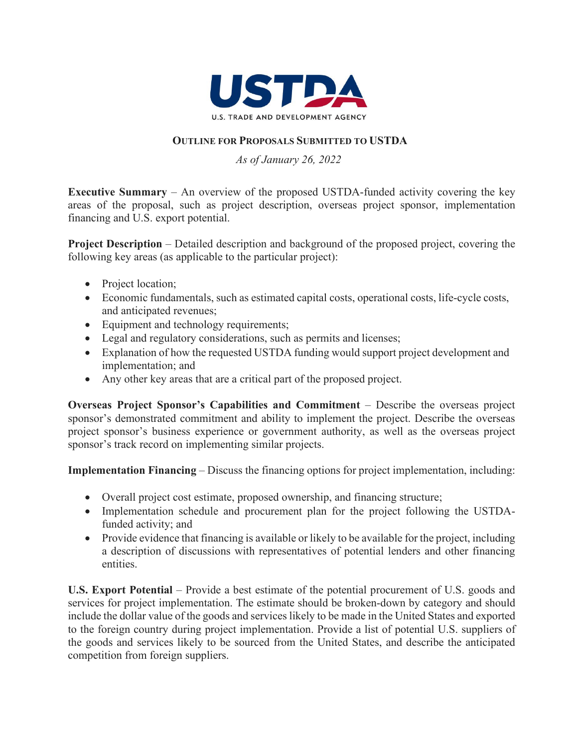USTDA

U.S. TRADE AND DEVELOPMENT AGENCY

# OUTLINE FOR PROPOSALS SUBMITTED TO USTDA

*As of January 26, 2022*

**Executive Summary** – An overview of the proposed USTDA-funded activity covering the key areas of the proposal, such as project description, overseas project sponsor, implementation financing and U.S. export potential.

**Project Description** – Detailed description and background of the proposed project, covering the following key areas (as applicable to the particular project):

- Project location;
- Economic fundamentals, such as estimated capital costs, operational costs, life-cycle costs, and anticipated revenues;
- Equipment and technology requirements;
- Legal and regulatory considerations, such as permits and licenses;
- Explanation of how the requested USTDA funding would support project development and implementation; and
- Any other key areas that are a critical part of the proposed project.

**Overseas Project Sponsor's Capabilities and Commitment** – Describe the overseas project sponsor's demonstrated commitment and ability to implement the project. Describe the overseas project sponsor's business experience or government authority, as well as the overseas project sponsor's track record on implementing similar projects.

**Implementation Financing** – Discuss the financing options for project implementation, including:

- Overall project cost estimate, proposed ownership, and financing structure;
- Implementation schedule and procurement plan for the project following the USTDA-funded activity; and
- Provide evidence that financing is available or likely to be available for the project, including a description of discussions with representatives of potential lenders and other financing entities.

**U.S. Export Potential** – Provide a best estimate of the potential procurement of U.S. goods and services for project implementation. The estimate should be broken-down by category and should include the dollar value of the goods and services likely to be made in the United States and exported to the foreign country during project implementation. Provide a list of potential U.S. suppliers of the goods and services likely to be sourced from the United States, and describe the anticipated competition from foreign suppliers.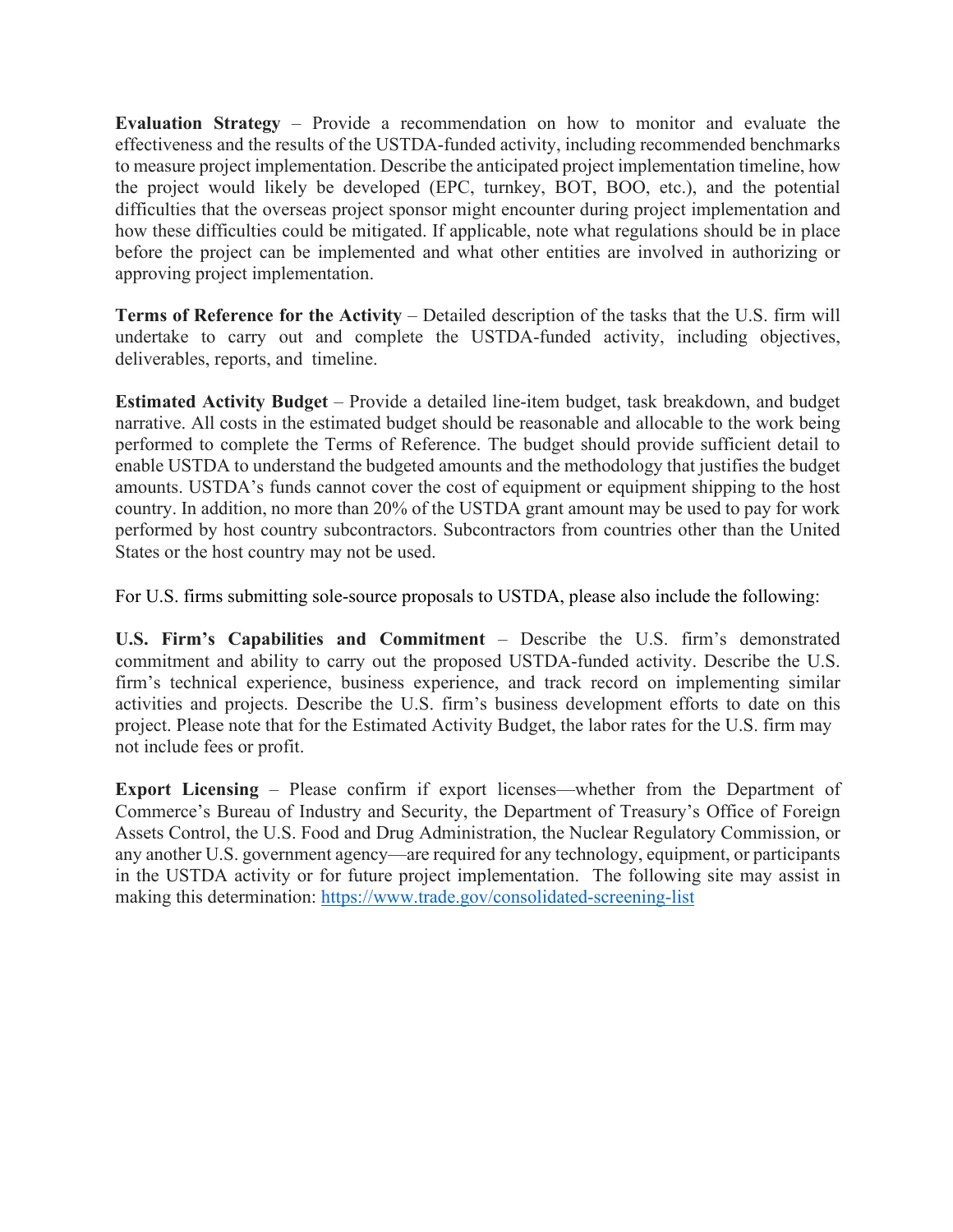**Evaluation Strategy** – Provide a recommendation on how to monitor and evaluate the effectiveness and the results of the USTDA-funded activity, including recommended benchmarks to measure project implementation. Describe the anticipated project implementation timeline, how the project would likely be developed (EPC, turnkey, BOT, BOO, etc.), and the potential difficulties that the overseas project sponsor might encounter during project implementation and how these difficulties could be mitigated. If applicable, note what regulations should be in place before the project can be implemented and what other entities are involved in authorizing or approving project implementation.

**Terms of Reference for the Activity** – Detailed description of the tasks that the U.S. firm will undertake to carry out and complete the USTDA-funded activity, including objectives, deliverables, reports, and timeline.

**Estimated Activity Budget** – Provide a detailed line-item budget, task breakdown, and budget narrative. All costs in the estimated budget should be reasonable and allocable to the work being performed to complete the Terms of Reference. The budget should provide sufficient detail to enable USTDA to understand the budgeted amounts and the methodology that justifies the budget amounts. USTDA's funds cannot cover the cost of equipment or equipment shipping to the host country. In addition, no more than 20% of the USTDA grant amount may be used to pay for work performed by host country subcontractors. Subcontractors from countries other than the United States or the host country may not be used.

For U.S. firms submitting sole-source proposals to USTDA, please also include the following:

**U.S. Firm's Capabilities and Commitment** – Describe the U.S. firm's demonstrated commitment and ability to carry out the proposed USTDA-funded activity. Describe the U.S. firm's technical experience, business experience, and track record on implementing similar activities and projects. Describe the U.S. firm's business development efforts to date on this project. Please note that for the Estimated Activity Budget, the labor rates for the U.S. firm may not include fees or profit.

**Export Licensing** – Please confirm if export licenses—whether from the Department of Commerce's Bureau of Industry and Security, the Department of Treasury's Office of Foreign Assets Control, the U.S. Food and Drug Administration, the Nuclear Regulatory Commission, or any another U.S. government agency—are required for any technology, equipment, or participants in the USTDA activity or for future project implementation. The following site may assist in making this determination: [https://www.trade.gov/consolidated-screening-list](https://www.trade.gov/consolidated-screening-list)